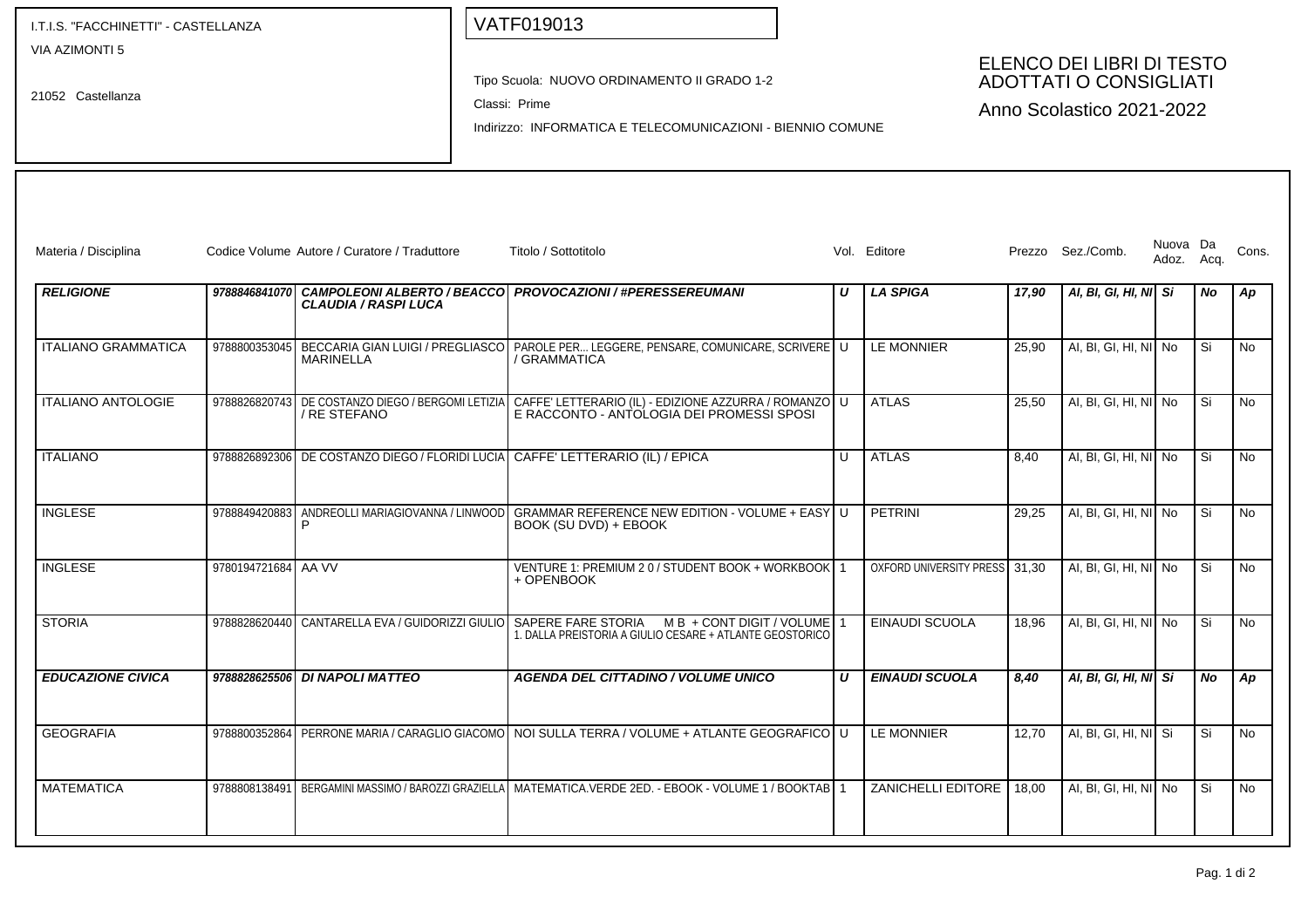I.T.I.S. "FACCHINETTI" - CASTELLANZA
VIA AZIMONTI 5

21052 Castellanza

VATF019013

Tipo Scuola: NUOVO ORDINAMENTO II GRADO 1-2

Classi: Prime

Indirizzo: INFORMATICA E TELECOMUNICAZIONI - BIENNIO COMUNE

## ELENCO DEI LIBRI DI TESTO ADOTTATI O CONSIGLIATI

Anno Scolastico 2021-2022

| Materia / Disciplina | Codice Volume | Autore / Curatore / Traduttore | Titolo / Sottotitolo | Vol. | Editore | Prezzo | Sez./Comb. | Nuova Adoz. | Da Acq. | Cons. |
|---|---|---|---|---|---|---|---|---|---|---|
| ***RELIGIONE*** | ***9788846841070*** | ***CAMPOLEONI ALBERTO / BEACCO CLAUDIA / RASPI LUCA*** | ***PROVOCAZIONI / #PERESSEREUMANI*** | ***U*** | ***LA SPIGA*** | ***17,90*** | ***AI, BI, GI, HI, NI*** | ***Si*** | ***No*** | ***Ap*** |
| ITALIANO GRAMMATICA | 9788800353045 | BECCARIA GIAN LUIGI / PREGLIASCO MARINELLA | PAROLE PER... LEGGERE, PENSARE, COMUNICARE, SCRIVERE / GRAMMATICA | U | LE MONNIER | 25,90 | AI, BI, GI, HI, NI | No | Si | No |
| ITALIANO ANTOLOGIE | 9788826820743 | DE COSTANZO DIEGO / BERGOMI LETIZIA / RE STEFANO | CAFFE' LETTERARIO (IL) - EDIZIONE AZZURRA / ROMANZO E RACCONTO - ANTOLOGIA DEI PROMESSI SPOSI | U | ATLAS | 25,50 | AI, BI, GI, HI, NI | No | Si | No |
| ITALIANO | 9788826892306 | DE COSTANZO DIEGO / FLORIDI LUCIA | CAFFE' LETTERARIO (IL) / EPICA | U | ATLAS | 8,40 | AI, BI, GI, HI, NI | No | Si | No |
| INGLESE | 9788849420883 | ANDREOLLI MARIAGIOVANNA / LINWOOD P | GRAMMAR REFERENCE NEW EDITION - VOLUME + EASY BOOK (SU DVD) + EBOOK | U | PETRINI | 29,25 | AI, BI, GI, HI, NI | No | Si | No |
| INGLESE | 9780194721684 | AA VV | VENTURE 1: PREMIUM 2 0 / STUDENT BOOK + WORKBOOK + OPENBOOK | 1 | OXFORD UNIVERSITY PRESS | 31,30 | AI, BI, GI, HI, NI | No | Si | No |
| STORIA | 9788828620440 | CANTARELLA EVA / GUIDORIZZI GIULIO | SAPERE FARE STORIA M B + CONT DIGIT / VOLUME 1. DALLA PREISTORIA A GIULIO CESARE + ATLANTE GEOSTORICO | 1 | EINAUDI SCUOLA | 18,96 | AI, BI, GI, HI, NI | No | Si | No |
| ***EDUCAZIONE CIVICA*** | ***9788828625506*** | ***DI NAPOLI MATTEO*** | ***AGENDA DEL CITTADINO / VOLUME UNICO*** | ***U*** | ***EINAUDI SCUOLA*** | ***8,40*** | ***AI, BI, GI, HI, NI*** | ***Si*** | ***No*** | ***Ap*** |
| GEOGRAFIA | 9788800352864 | PERRONE MARIA / CARAGLIO GIACOMO | NOI SULLA TERRA / VOLUME + ATLANTE GEOGRAFICO | U | LE MONNIER | 12,70 | AI, BI, GI, HI, NI | Si | Si | No |
| MATEMATICA | 9788808138491 | BERGAMINI MASSIMO / BAROZZI GRAZIELLA | MATEMATICA.VERDE 2ED. - EBOOK - VOLUME 1 / BOOKTAB | 1 | ZANICHELLI EDITORE | 18,00 | AI, BI, GI, HI, NI | No | Si | No |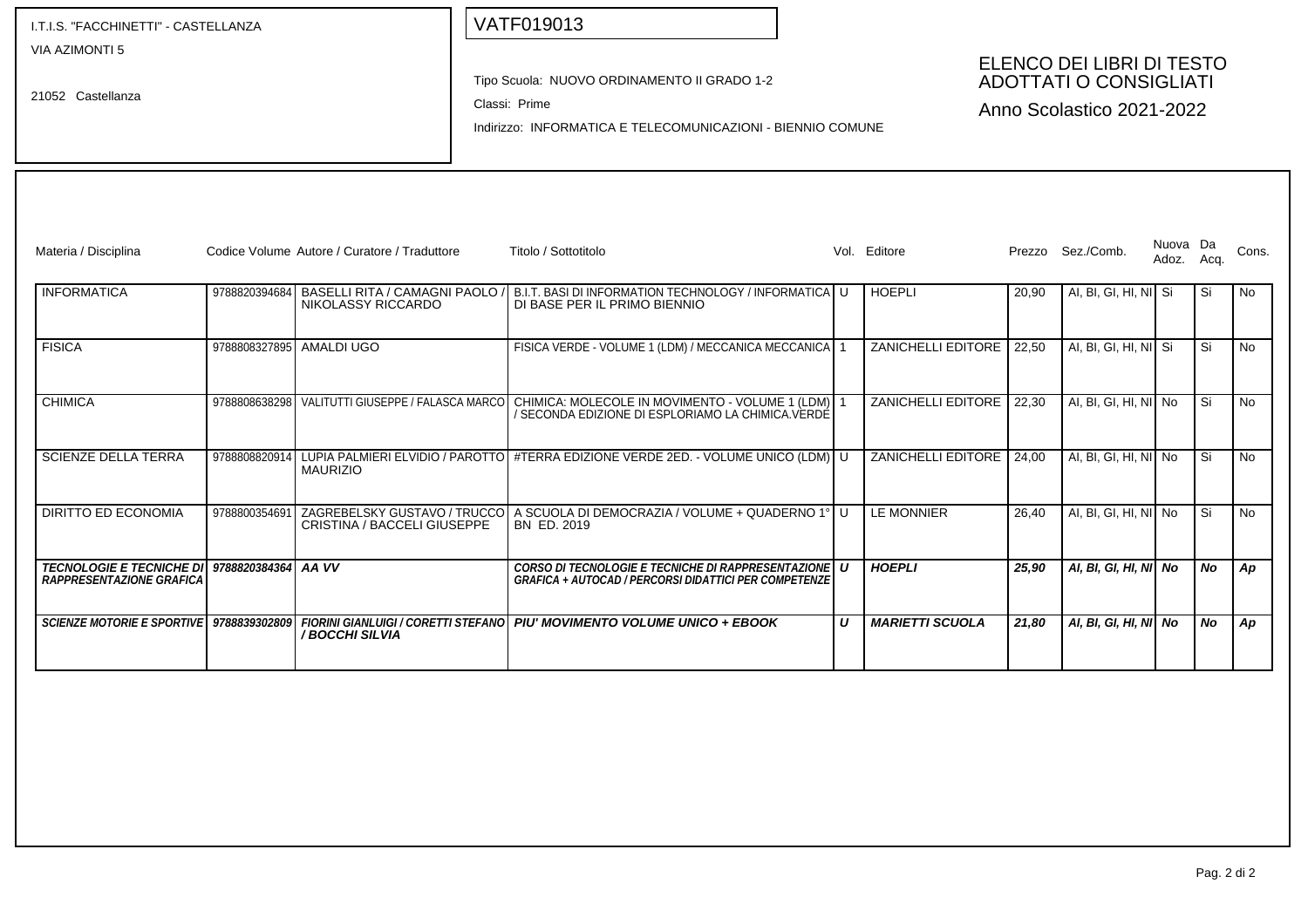I.T.I.S. "FACCHINETTI" - CASTELLANZA
VIA AZIMONTI 5

21052 Castellanza

VATF019013

Tipo Scuola: NUOVO ORDINAMENTO II GRADO 1-2
Classi: Prime
Indirizzo: INFORMATICA E TELECOMUNICAZIONI - BIENNIO COMUNE

## ELENCO DEI LIBRI DI TESTO ADOTTATI O CONSIGLIATI

Anno Scolastico 2021-2022

| Materia / Disciplina | Codice Volume | Autore / Curatore / Traduttore | Titolo / Sottotitolo | Vol. | Editore | Prezzo | Sez./Comb. | Nuova Adoz. | Da Acq. | Cons. |
|---|---|---|---|---|---|---|---|---|---|---|
| INFORMATICA | 9788820394684 | BASELLI RITA / CAMAGNI PAOLO / NIKOLASSY RICCARDO | B.I.T. BASI DI INFORMATION TECHNOLOGY / INFORMATICA DI BASE PER IL PRIMO BIENNIO | U | HOEPLI | 20,90 | AI, BI, GI, HI, NI | Si | Si | No |
| FISICA | 9788808327895 | AMALDI UGO | FISICA VERDE - VOLUME 1 (LDM) / MECCANICA MECCANICA | 1 | ZANICHELLI EDITORE | 22,50 | AI, BI, GI, HI, NI | Si | Si | No |
| CHIMICA | 9788808638298 | VALITUTTI GIUSEPPE / FALASCA MARCO | CHIMICA: MOLECOLE IN MOVIMENTO - VOLUME 1 (LDM) / SECONDA EDIZIONE DI ESPLORIAMO LA CHIMICA.VERDE | 1 | ZANICHELLI EDITORE | 22,30 | AI, BI, GI, HI, NI | No | Si | No |
| SCIENZE DELLA TERRA | 9788808820914 | LUPIA PALMIERI ELVIDIO / PAROTTO MAURIZIO | #TERRA EDIZIONE VERDE 2ED. - VOLUME UNICO (LDM) | U | ZANICHELLI EDITORE | 24,00 | AI, BI, GI, HI, NI | No | Si | No |
| DIRITTO ED ECONOMIA | 9788800354691 | ZAGREBELSKY GUSTAVO / TRUCCO CRISTINA / BACCELI GIUSEPPE | A SCUOLA DI DEMOCRAZIA / VOLUME + QUADERNO 1° BN ED. 2019 | U | LE MONNIER | 26,40 | AI, BI, GI, HI, NI | No | Si | No |
| ***TECNOLOGIE E TECNICHE DI RAPPRESENTAZIONE GRAFICA*** | ***9788820384364*** | ***AA VV*** | ***CORSO DI TECNOLOGIE E TECNICHE DI RAPPRESENTAZIONE GRAFICA + AUTOCAD / PERCORSI DIDATTICI PER COMPETENZE*** | ***U*** | ***HOEPLI*** | ***25,90*** | ***AI, BI, GI, HI, NI*** | ***No*** | ***No*** | ***Ap*** |
| ***SCIENZE MOTORIE E SPORTIVE*** | ***9788839302809*** | ***FIORINI GIANLUIGI / CORETTI STEFANO / BOCCHI SILVIA*** | ***PIU' MOVIMENTO VOLUME UNICO + EBOOK*** | ***U*** | ***MARIETTI SCUOLA*** | ***21,80*** | ***AI, BI, GI, HI, NI*** | ***No*** | ***No*** | ***Ap*** |